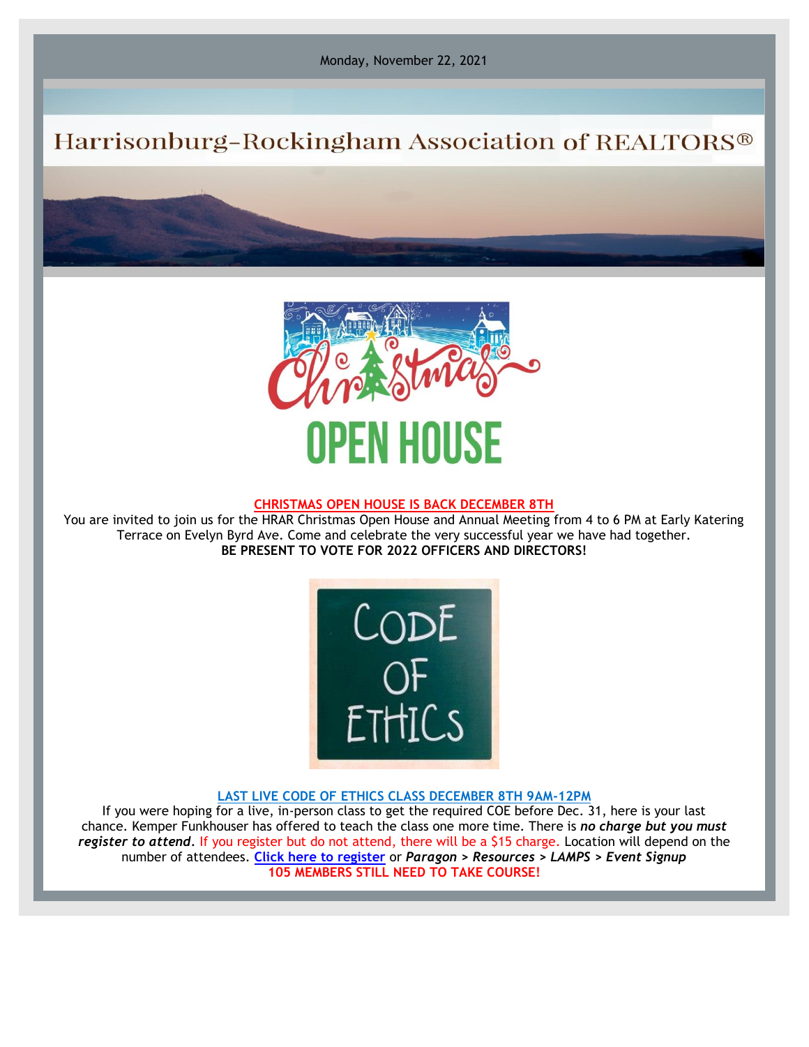Monday, November 22, 2021

# Harrisonburg-Rockingham Association of REALTORS®

## CHRISTMAS OPEN HOUSE IS BACK DECEMBER 8TH

You are invited to join us for the HRAR Christmas Open House and Annual Meeting from 4 to 6 PM at Early Katering Terrace on Evelyn Byrd Ave. Come and celebrate the very successful year we have had together.

**BE PRESENT TO VOTE FOR 2022 OFFICERS AND DIRECTORS!**

## LAST LIVE CODE OF ETHICS CLASS DECEMBER 8TH 9AM-12PM

If you were hoping for a live, in-person class to get the required COE before Dec. 31, here is your last chance. Kemper Funkhouser has offered to teach the class one more time. There is ***no charge but you must register to attend***. If you register but do not attend, there will be a $15 charge. Location will depend on the number of attendees. **Click here to register** or ***Paragon > Resources > LAMPS > Event Signup***

**105 MEMBERS STILL NEED TO TAKE COURSE!**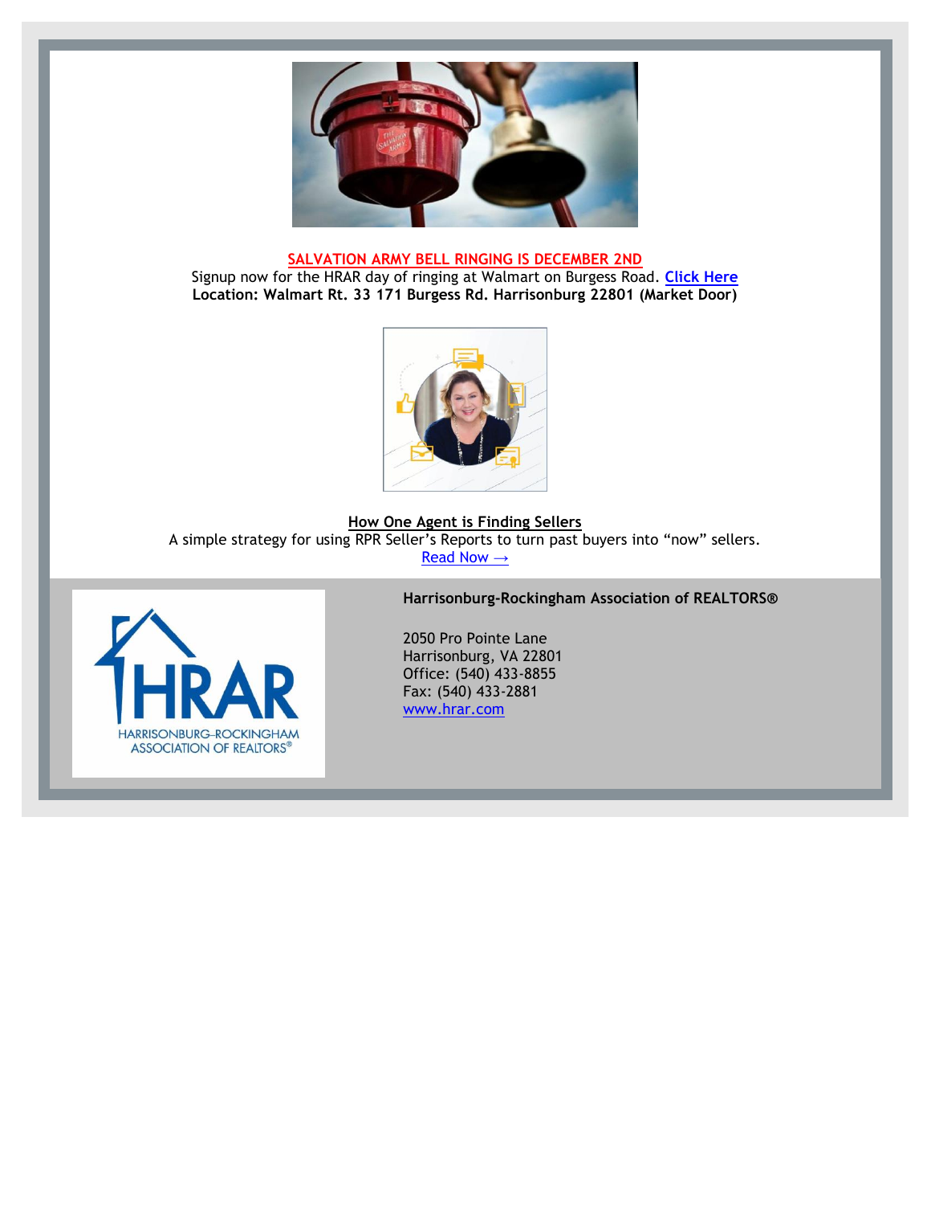**SALVATION ARMY BELL RINGING IS DECEMBER 2ND**

Signup now for the HRAR day of ringing at Walmart on Burgess Road. **Click Here**

**Location: Walmart Rt. 33 171 Burgess Rd. Harrisonburg 22801 (Market Door)**

**How One Agent is Finding Sellers**

A simple strategy for using RPR Seller's Reports to turn past buyers into "now" sellers.

Read Now →

HRAR
HARRISONBURG-ROCKINGHAM ASSOCIATION OF REALTORS®

**Harrisonburg-Rockingham Association of REALTORS®**

2050 Pro Pointe Lane
Harrisonburg, VA 22801
Office: (540) 433-8855
Fax: (540) 433-2881
www.hrar.com